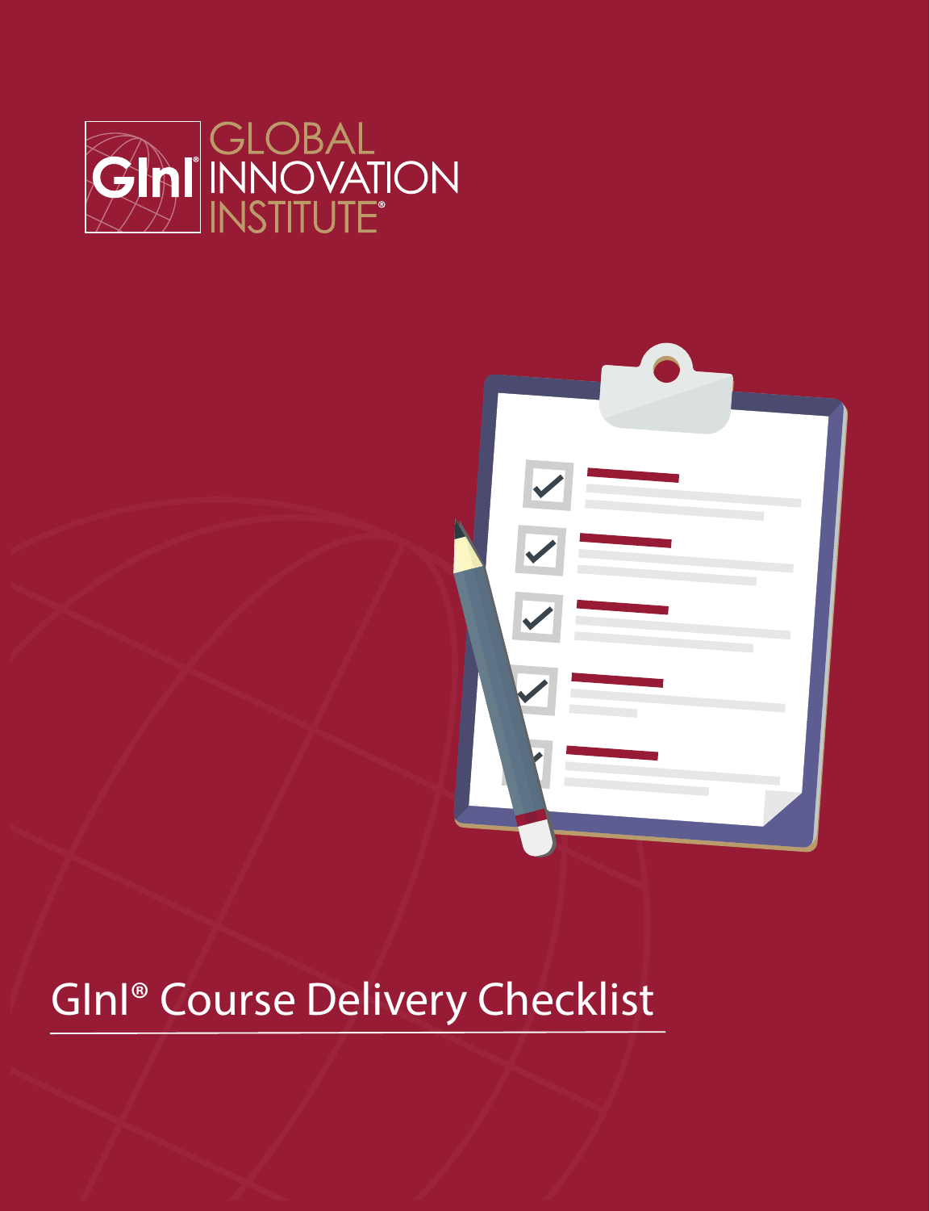GInI® GLOBAL INNOVATION INSTITUTE®

# GInI® Course Delivery Checklist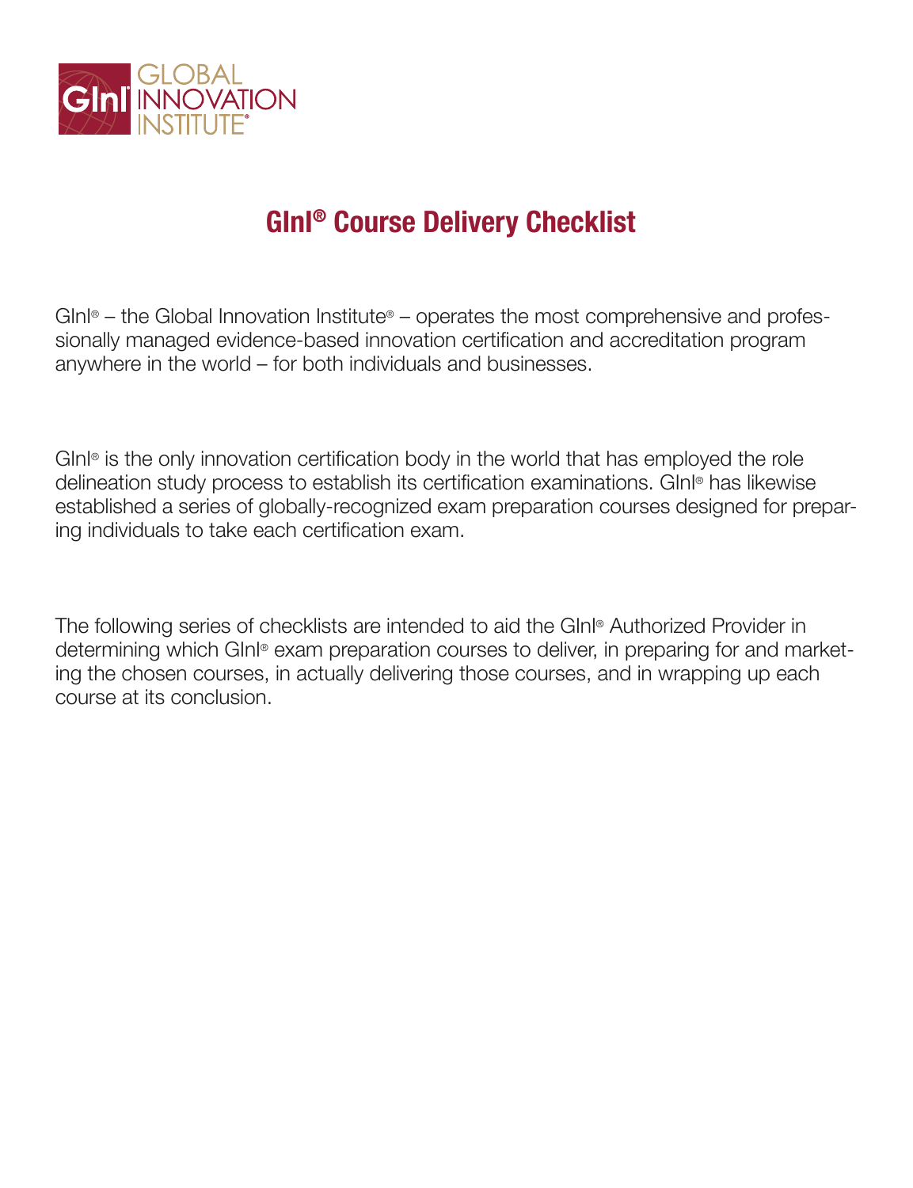# GInI® Course Delivery Checklist

GInI® – the Global Innovation Institute® – operates the most comprehensive and professionally managed evidence-based innovation certification and accreditation program anywhere in the world – for both individuals and businesses.

GInI® is the only innovation certification body in the world that has employed the role delineation study process to establish its certification examinations. GInI® has likewise established a series of globally-recognized exam preparation courses designed for preparing individuals to take each certification exam.

The following series of checklists are intended to aid the GInI® Authorized Provider in determining which GInI® exam preparation courses to deliver, in preparing for and marketing the chosen courses, in actually delivering those courses, and in wrapping up each course at its conclusion.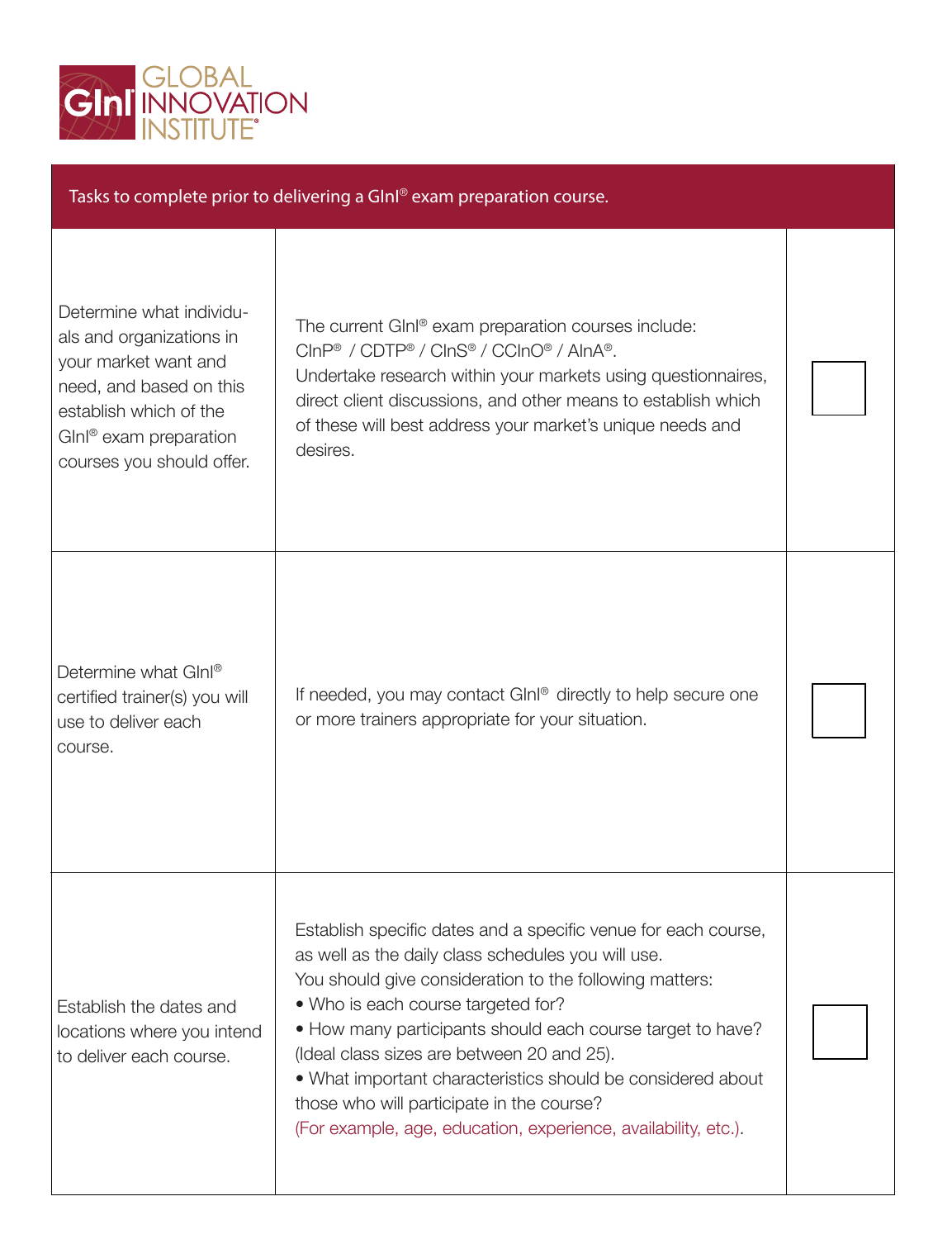| Tasks to complete prior to delivering a GInI® exam preparation course. | | |
|---|---|---|
| Determine what individuals and organizations in your market want and need, and based on this establish which of the GInI® exam preparation courses you should offer. | The current GInI® exam preparation courses include: CInP® / CDTP® / CInS® / CCInO® / AInA®. Undertake research within your markets using questionnaires, direct client discussions, and other means to establish which of these will best address your market's unique needs and desires. | ☐ |
| Determine what GInI® certified trainer(s) you will use to deliver each course. | If needed, you may contact GInI® directly to help secure one or more trainers appropriate for your situation. | ☐ |
| Establish the dates and locations where you intend to deliver each course. | Establish specific dates and a specific venue for each course, as well as the daily class schedules you will use. You should give consideration to the following matters: <br>• Who is each course targeted for? <br>• How many participants should each course target to have? (Ideal class sizes are between 20 and 25). <br>• What important characteristics should be considered about those who will participate in the course? (For example, age, education, experience, availability, etc.). | ☐ |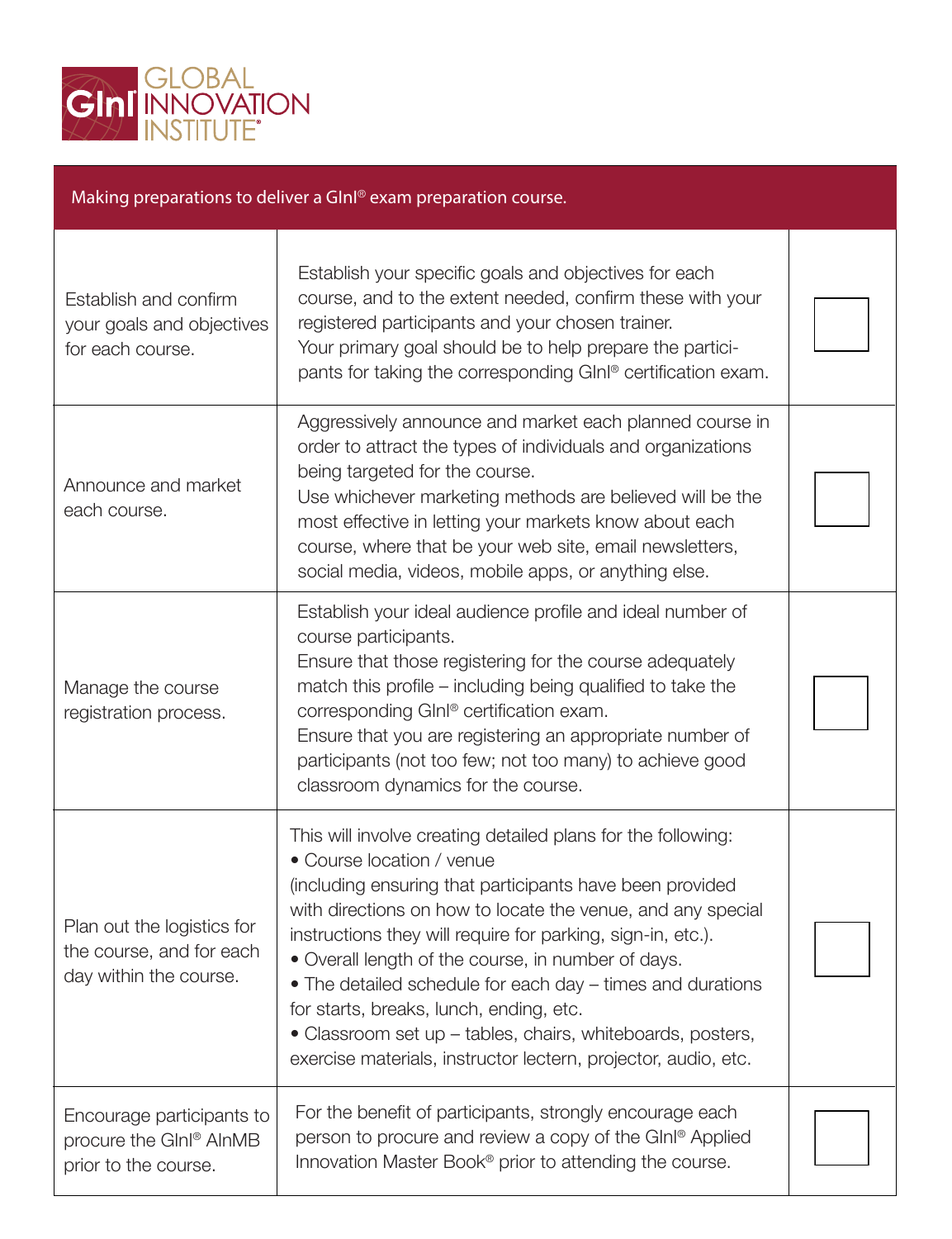GLOBAL INNOVATION INSTITUTE®

| Making preparations to deliver a GInI® exam preparation course. | | |
|---|---|---|
| Establish and confirm your goals and objectives for each course. | Establish your specific goals and objectives for each course, and to the extent needed, confirm these with your registered participants and your chosen trainer.<br>Your primary goal should be to help prepare the participants for taking the corresponding GInI® certification exam. | ☐ |
| Announce and market each course. | Aggressively announce and market each planned course in order to attract the types of individuals and organizations being targeted for the course.<br>Use whichever marketing methods are believed will be the most effective in letting your markets know about each course, where that be your web site, email newsletters, social media, videos, mobile apps, or anything else. | ☐ |
| Manage the course registration process. | Establish your ideal audience profile and ideal number of course participants.<br>Ensure that those registering for the course adequately match this profile – including being qualified to take the corresponding GInI® certification exam.<br>Ensure that you are registering an appropriate number of participants (not too few; not too many) to achieve good classroom dynamics for the course. | ☐ |
| Plan out the logistics for the course, and for each day within the course. | This will involve creating detailed plans for the following:<br>• Course location / venue<br>(including ensuring that participants have been provided with directions on how to locate the venue, and any special instructions they will require for parking, sign-in, etc.).<br>• Overall length of the course, in number of days.<br>• The detailed schedule for each day – times and durations for starts, breaks, lunch, ending, etc.<br>• Classroom set up – tables, chairs, whiteboards, posters, exercise materials, instructor lectern, projector, audio, etc. | ☐ |
| Encourage participants to procure the GInI® AInMB prior to the course. | For the benefit of participants, strongly encourage each person to procure and review a copy of the GInI® Applied Innovation Master Book® prior to attending the course. | ☐ |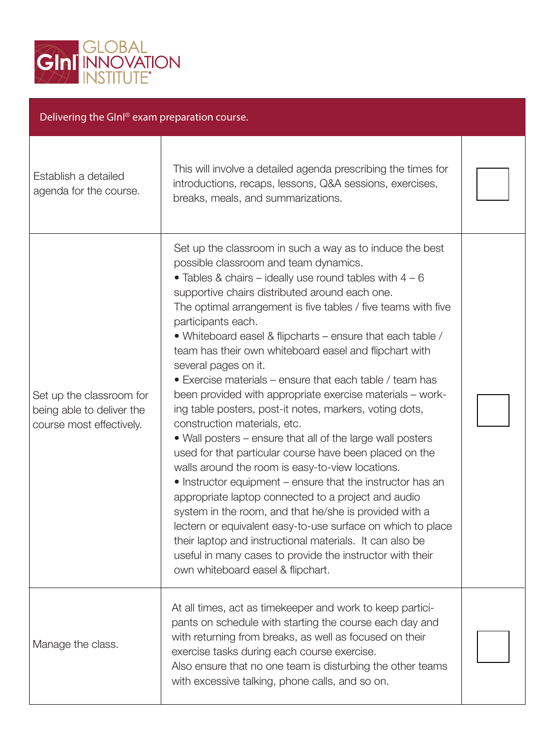| Delivering the GInI® exam preparation course. | | |
|---|---|---|
| Establish a detailed agenda for the course. | This will involve a detailed agenda prescribing the times for introductions, recaps, lessons, Q&A sessions, exercises, breaks, meals, and summarizations. | ☐ |
| Set up the classroom for being able to deliver the course most effectively. | Set up the classroom in such a way as to induce the best possible classroom and team dynamics.<br>• Tables & chairs – ideally use round tables with 4 – 6 supportive chairs distributed around each one.<br>The optimal arrangement is five tables / five teams with five participants each.<br>• Whiteboard easel & flipcharts – ensure that each table / team has their own whiteboard easel and flipchart with several pages on it.<br>• Exercise materials – ensure that each table / team has been provided with appropriate exercise materials – working table posters, post-it notes, markers, voting dots, construction materials, etc.<br>• Wall posters – ensure that all of the large wall posters used for that particular course have been placed on the walls around the room is easy-to-view locations.<br>• Instructor equipment – ensure that the instructor has an appropriate laptop connected to a project and audio system in the room, and that he/she is provided with a lectern or equivalent easy-to-use surface on which to place their laptop and instructional materials. It can also be useful in many cases to provide the instructor with their own whiteboard easel & flipchart. | ☐ |
| Manage the class. | At all times, act as timekeeper and work to keep participants on schedule with starting the course each day and with returning from breaks, as well as focused on their exercise tasks during each course exercise.<br>Also ensure that no one team is disturbing the other teams with excessive talking, phone calls, and so on. | ☐ |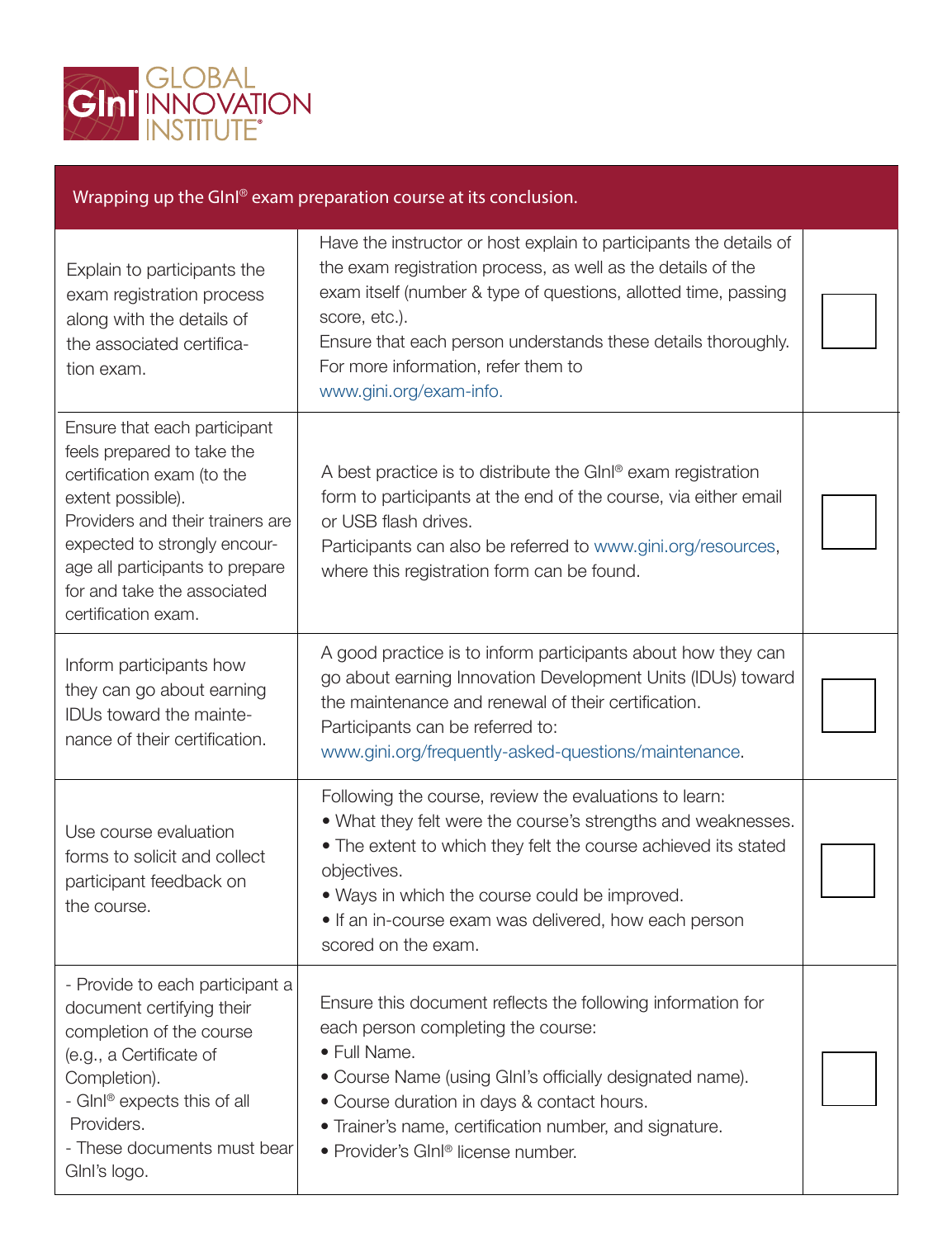GInI GLOBAL INNOVATION INSTITUTE®

| Wrapping up the GInI® exam preparation course at its conclusion. | | |
|---|---|---|
| Explain to participants the exam registration process along with the details of the associated certification exam. | Have the instructor or host explain to participants the details of the exam registration process, as well as the details of the exam itself (number & type of questions, allotted time, passing score, etc.).<br>Ensure that each person understands these details thoroughly. For more information, refer them to www.gini.org/exam-info. | ☐ |
| Ensure that each participant feels prepared to take the certification exam (to the extent possible).<br>Providers and their trainers are expected to strongly encourage all participants to prepare for and take the associated certification exam. | A best practice is to distribute the GInI® exam registration form to participants at the end of the course, via either email or USB flash drives.<br>Participants can also be referred to www.gini.org/resources, where this registration form can be found. | ☐ |
| Inform participants how they can go about earning IDUs toward the maintenance of their certification. | A good practice is to inform participants about how they can go about earning Innovation Development Units (IDUs) toward the maintenance and renewal of their certification.<br>Participants can be referred to: www.gini.org/frequently-asked-questions/maintenance. | ☐ |
| Use course evaluation forms to solicit and collect participant feedback on the course. | Following the course, review the evaluations to learn:<br>• What they felt were the course's strengths and weaknesses.<br>• The extent to which they felt the course achieved its stated objectives.<br>• Ways in which the course could be improved.<br>• If an in-course exam was delivered, how each person scored on the exam. | ☐ |
| - Provide to each participant a document certifying their completion of the course (e.g., a Certificate of Completion).<br>- GInI® expects this of all Providers.<br>- These documents must bear GInI's logo. | Ensure this document reflects the following information for each person completing the course:<br>• Full Name.<br>• Course Name (using GInI's officially designated name).<br>• Course duration in days & contact hours.<br>• Trainer's name, certification number, and signature.<br>• Provider's GInI® license number. | ☐ |